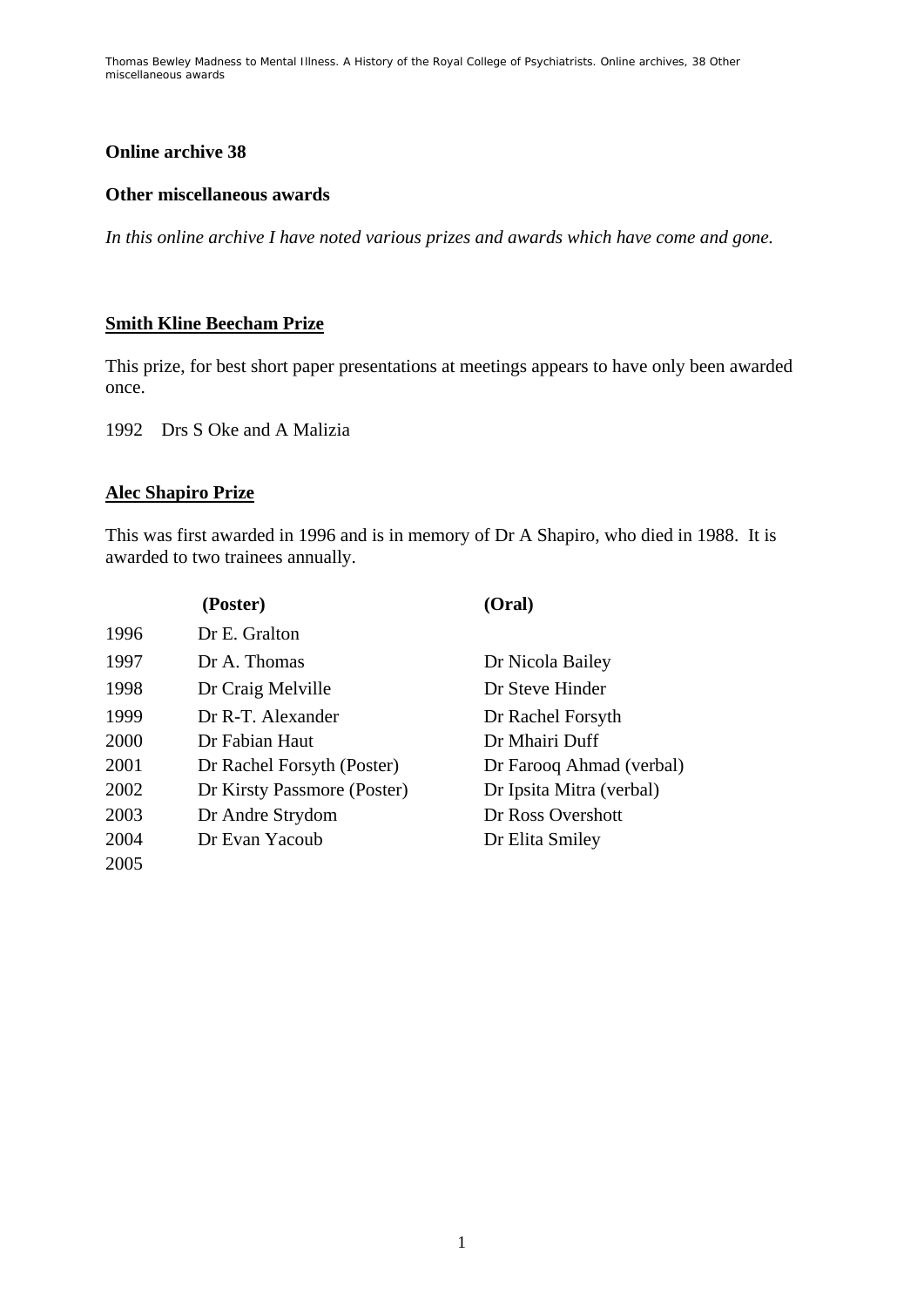## Online archive 38

## Other miscellaneous awards

*In this online archive I have noted various prizes and awards which have come and gone.*

### Smith Kline Beecham Prize

This prize, for best short paper presentations at meetings appears to have only been awarded once.

1992 Drs S Oke and A Malizia

### Alec Shapiro Prize

This was first awarded in 1996 and is in memory of Dr A Shapiro, who died in 1988. It is awarded to two trainees annually.

| | (Poster) | (Oral) |
|---|---|---|
| 1996 | Dr E. Gralton | |
| 1997 | Dr A. Thomas | Dr Nicola Bailey |
| 1998 | Dr Craig Melville | Dr Steve Hinder |
| 1999 | Dr R-T. Alexander | Dr Rachel Forsyth |
| 2000 | Dr Fabian Haut | Dr Mhairi Duff |
| 2001 | Dr Rachel Forsyth (Poster) | Dr Farooq Ahmad (verbal) |
| 2002 | Dr Kirsty Passmore (Poster) | Dr Ipsita Mitra (verbal) |
| 2003 | Dr Andre Strydom | Dr Ross Overshott |
| 2004 | Dr Evan Yacoub | Dr Elita Smiley |
| 2005 | | |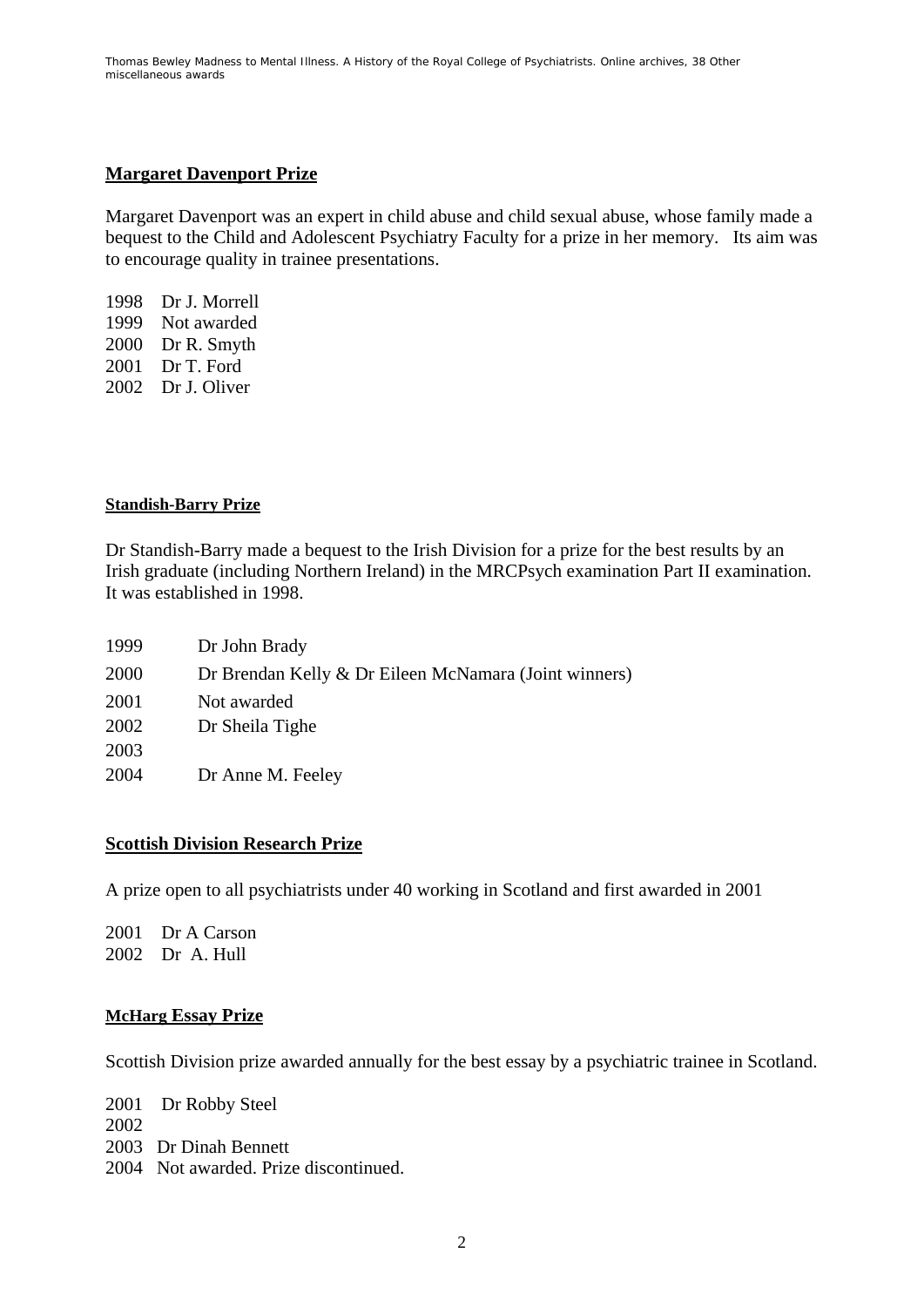## Margaret Davenport Prize

Margaret Davenport was an expert in child abuse and child sexual abuse, whose family made a bequest to the Child and Adolescent Psychiatry Faculty for a prize in her memory. Its aim was to encourage quality in trainee presentations.

1998 Dr J. Morrell
1999 Not awarded
2000 Dr R. Smyth
2001 Dr T. Ford
2002 Dr J. Oliver

## Standish-Barry Prize

Dr Standish-Barry made a bequest to the Irish Division for a prize for the best results by an Irish graduate (including Northern Ireland) in the MRCPsych examination Part II examination. It was established in 1998.

1999 Dr John Brady
2000 Dr Brendan Kelly & Dr Eileen McNamara (Joint winners)
2001 Not awarded
2002 Dr Sheila Tighe
2003
2004 Dr Anne M. Feeley

## Scottish Division Research Prize

A prize open to all psychiatrists under 40 working in Scotland and first awarded in 2001

2001 Dr A Carson
2002 Dr A. Hull

## McHarg Essay Prize

Scottish Division prize awarded annually for the best essay by a psychiatric trainee in Scotland.

2001 Dr Robby Steel
2002
2003 Dr Dinah Bennett
2004 Not awarded. Prize discontinued.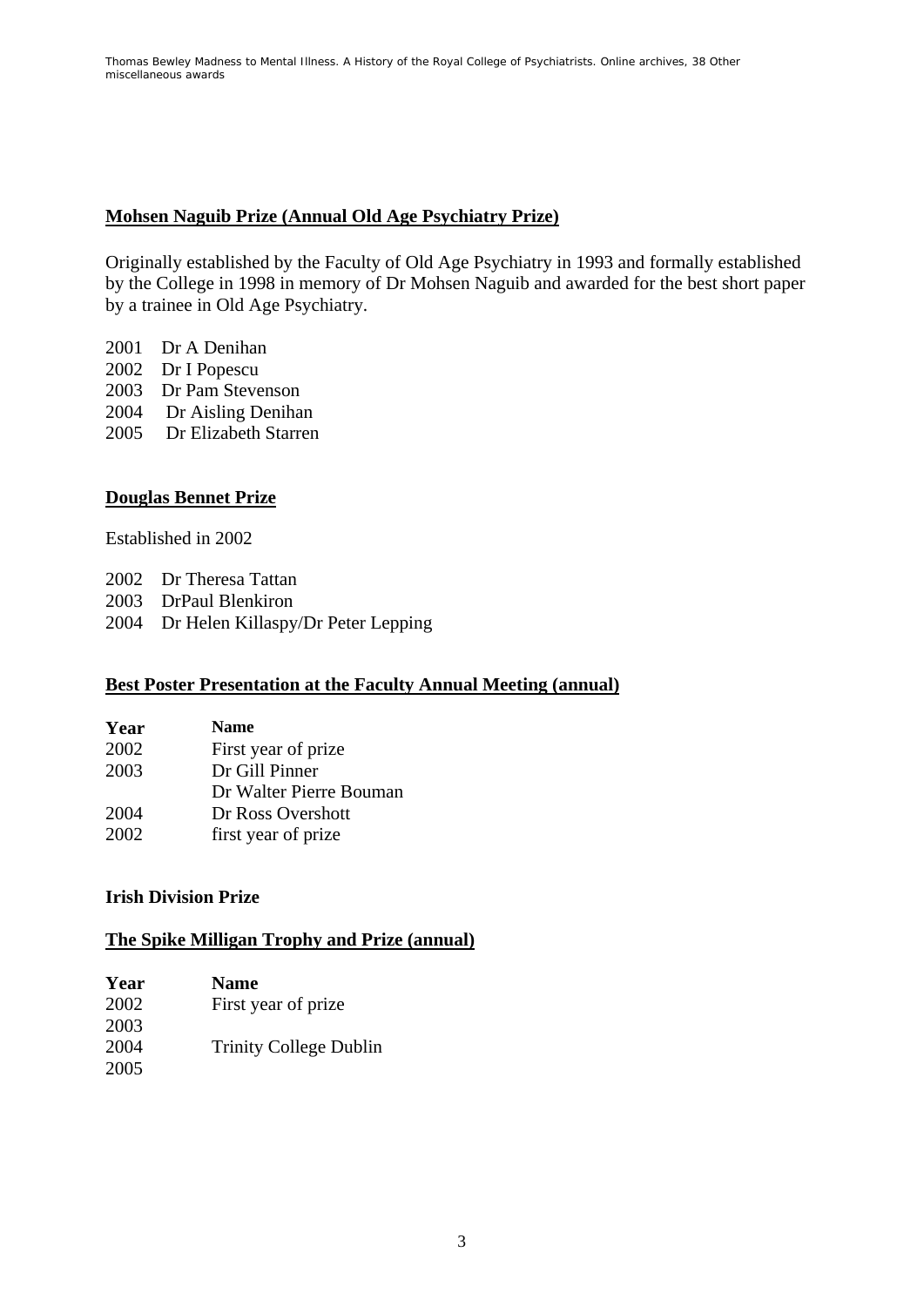## Mohsen Naguib Prize (Annual Old Age Psychiatry Prize)

Originally established by the Faculty of Old Age Psychiatry in 1993 and formally established by the College in 1998 in memory of Dr Mohsen Naguib and awarded for the best short paper by a trainee in Old Age Psychiatry.

2001 Dr A Denihan
2002 Dr I Popescu
2003 Dr Pam Stevenson
2004 Dr Aisling Denihan
2005 Dr Elizabeth Starren

## Douglas Bennet Prize

Established in 2002

2002 Dr Theresa Tattan
2003 DrPaul Blenkiron
2004 Dr Helen Killaspy/Dr Peter Lepping

## Best Poster Presentation at the Faculty Annual Meeting (annual)

| Year | Name |
|---|---|
| 2002 | First year of prize |
| 2003 | Dr Gill Pinner |
| | Dr Walter Pierre Bouman |
| 2004 | Dr Ross Overshott |
| 2002 | first year of prize |

## Irish Division Prize

## The Spike Milligan Trophy and Prize (annual)

| Year | Name |
|---|---|
| 2002 | First year of prize |
| 2003 | |
| 2004 | Trinity College Dublin |
| 2005 | |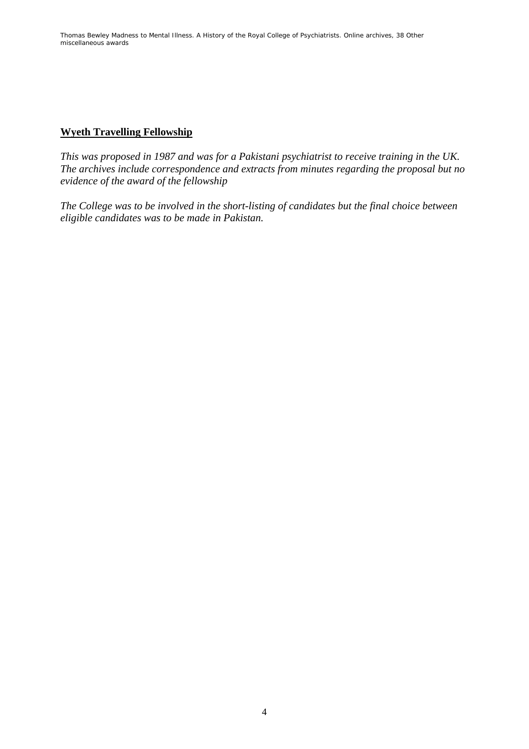## Wyeth Travelling Fellowship

*This was proposed in 1987 and was for a Pakistani psychiatrist to receive training in the UK. The archives include correspondence and extracts from minutes regarding the proposal but no evidence of the award of the fellowship*

*The College was to be involved in the short-listing of candidates but the final choice between eligible candidates was to be made in Pakistan.*